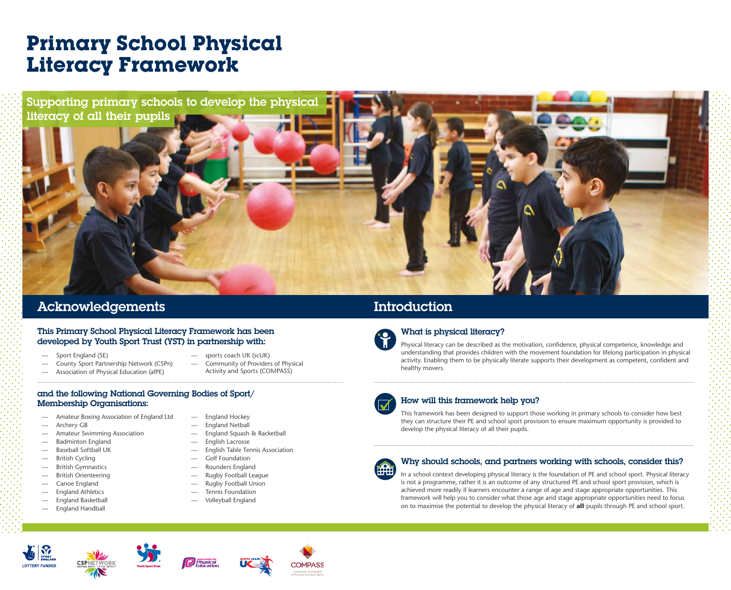# Primary School Physical Literacy Framework

Supporting primary schools to develop the physical literacy of all their pupils

## Acknowledgements

### This Primary School Physical Literacy Framework has been developed by Youth Sport Trust (YST) in partnership with:

- Sport England (SE)
- County Sport Partnership Network (CSPn)
- Association of Physical Education (afPE)
- sports coach UK (scUK)
- Community of Providers of Physical Activity and Sports (COMPASS)

### and the following National Governing Bodies of Sport/ Membership Organisations:

- Amateur Boxing Association of England Ltd
- Archery GB
- Amateur Swimming Association
- Badminton England
- Baseball Softball UK
- British Cycling
- British Gymnastics
- British Orienteering
- Canoe England
- England Athletics
- England Basketball
- England Handball
- England Hockey
- England Netball
- England Squash & Racketball
- English Lacrosse
- English Table Tennis Association
- Golf Foundation
- Rounders England
- Rugby Football League
- Rugby Football Union
- Tennis Foundation
- Volleyball England

## Introduction

### What is physical literacy?

Physical literacy can be described as the motivation, confidence, physical competence, knowledge and understanding that provides children with the movement foundation for lifelong participation in physical activity. Enabling them to be physically literate supports their development as competent, confident and healthy movers.

### How will this framework help you?

This framework has been designed to support those working in primary schools to consider how best they can structure their PE and school sport provision to ensure maximum opportunity is provided to develop the physical literacy of all their pupils.

### Why should schools, and partners working with schools, consider this?

In a school context developing physical literacy is the foundation of PE and school sport. Physical literacy is not a programme, rather it is an outcome of any structured PE and school sport provision, which is achieved more readily if learners encounter a range of age and stage appropriate opportunities. This framework will help you to consider what those age and stage appropriate opportunities need to focus on to maximise the potential to develop the physical literacy of **all** pupils through PE and school sport.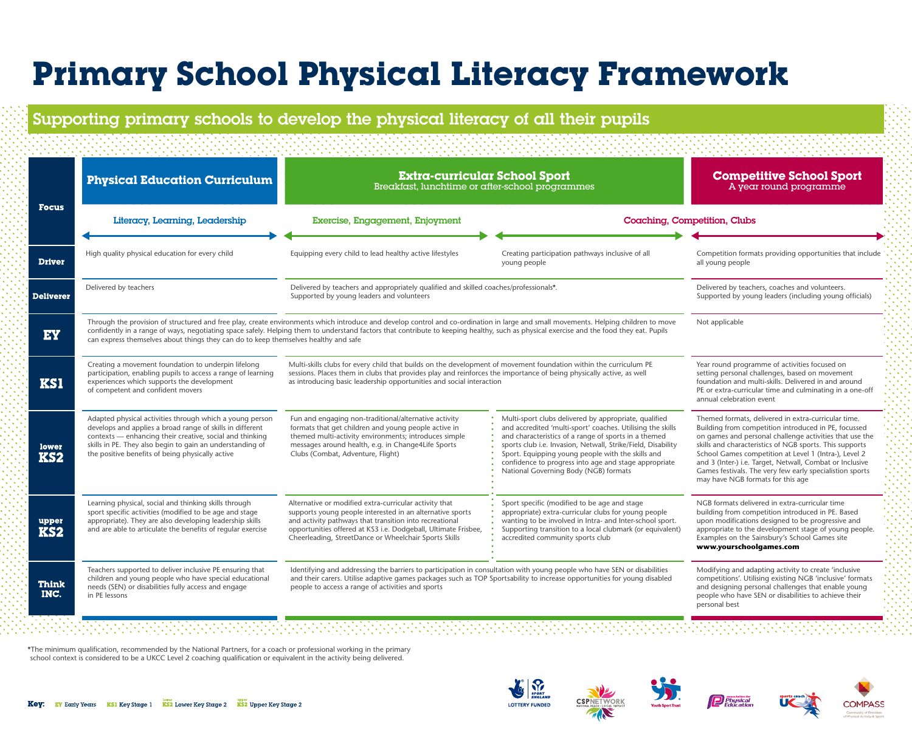# Primary School Physical Literacy Framework

## Supporting primary schools to develop the physical literacy of all their pupils

| | Physical Education Curriculum | Extra-curricular School Sport<br>Breakfast, lunchtime or after-school programmes | | Competitive School Sport<br>A year round programme |
|---|---|---|---|---|
| **Focus** | Literacy, Learning, Leadership | Exercise, Engagement, Enjoyment | Coaching, Competition, Clubs | |
| **Driver** | High quality physical education for every child | Equipping every child to lead healthy active lifestyles | Creating participation pathways inclusive of all young people | Competition formats providing opportunities that include all young people |
| **Deliverer** | Delivered by teachers | Delivered by teachers and appropriately qualified and skilled coaches/professionals*. Supported by young leaders and volunteers | | Delivered by teachers, coaches and volunteers. Supported by young leaders (including young officials) |
| **EY** | Through the provision of structured and free play, create environments which introduce and develop control and co-ordination in large and small movements. Helping children to move confidently in a range of ways, negotiating space safely. Helping them to understand factors that contribute to keeping healthy, such as physical exercise and the food they eat. Pupils can express themselves about things they can do to keep themselves healthy and safe | | | Not applicable |
| **KS1** | Creating a movement foundation to underpin lifelong participation, enabling pupils to access a range of learning experiences which supports the development of competent and confident movers | Multi-skills clubs for every child that builds on the development of movement foundation within the curriculum PE sessions. Places them in clubs that provides play and reinforces the importance of being physically active, as well as introducing basic leadership opportunities and social interaction | | Year round programme of activities focused on setting personal challenges, based on movement foundation and multi-skills. Delivered in and around PE or extra-curricular time and culminating in a one-off annual celebration event |
| **lower KS2** | Adapted physical activities through which a young person develops and applies a broad range of skills in different contexts — enhancing their creative, social and thinking skills in PE. They also begin to gain an understanding of the positive benefits of being physically active | Fun and engaging non-traditional/alternative activity formats that get children and young people active in themed multi-activity environments; introduces simple messages around health, e.g. in Change4Life Sports Clubs (Combat, Adventure, Flight) | Multi-sport clubs delivered by appropriate, qualified and accredited 'multi-sport' coaches. Utilising the skills and characteristics of a range of sports in a themed sports club i.e. Invasion, Netwall, Strike/Field, Disability Sport. Equipping young people with the skills and confidence to progress into age and stage appropriate National Governing Body (NGB) formats | Themed formats, delivered in extra-curricular time. Building from competition introduced in PE, focussed on games and personal challenge activities that use the skills and characteristics of NGB sports. This supports School Games competition at Level 1 (Intra-), Level 2 and 3 (Inter-) i.e. Target, Netwall, Combat or Inclusive Games festivals. The very few early specialistion sports may have NGB formats for this age |
| **upper KS2** | Learning physical, social and thinking skills through sport specific activities (modified to be age and stage appropriate). They are also developing leadership skills and are able to articulate the benefits of regular exercise | Alternative or modified extra-curricular activity that supports young people interested in an alternative sports and activity pathways that transition into recreational opportunities offered at KS3 i.e. Dodgeball, Ultimate Frisbee, Cheerleading, StreetDance or Wheelchair Sports Skills | Sport specific (modified to be age and stage appropriate) extra-curricular clubs for young people wanting to be involved in Intra- and Inter-school sport. Supporting transition to a local clubmark (or equivalent) accredited community sports club | NGB formats delivered in extra-curricular time building from competition introduced in PE. Based upon modifications designed to be progressive and appropriate to the development stage of young people. Examples on the Sainsbury's School Games site **www.yourschoolgames.com** |
| **Think INC.** | Teachers supported to deliver inclusive PE ensuring that children and young people who have special educational needs (SEN) or disabilities fully access and engage in PE lessons | Identifying and addressing the barriers to participation in consultation with young people who have SEN or disabilities and their carers. Utilise adaptive games packages such as TOP Sportsability to increase opportunities for young disabled people to access a range of activities and sports | | Modifying and adapting activity to create 'inclusive competitions'. Utilising existing NGB 'inclusive' formats and designing personal challenges that enable young people who have SEN or disabilities to achieve their personal best |

*The minimum qualification, recommended by the National Partners, for a coach or professional working in the primary school context is considered to be a UKCC Level 2 coaching qualification or equivalent in the activity being delivered.

**Key:** EY Early Years  KS1 Key Stage 1  lower KS2 Lower Key Stage 2  upper KS2 Upper Key Stage 2

LOTTERY FUNDED · SPORT ENGLAND · CSPNETWORK · Youth Sport Trust · association for Physical Education · sports coach UK · COMPASS